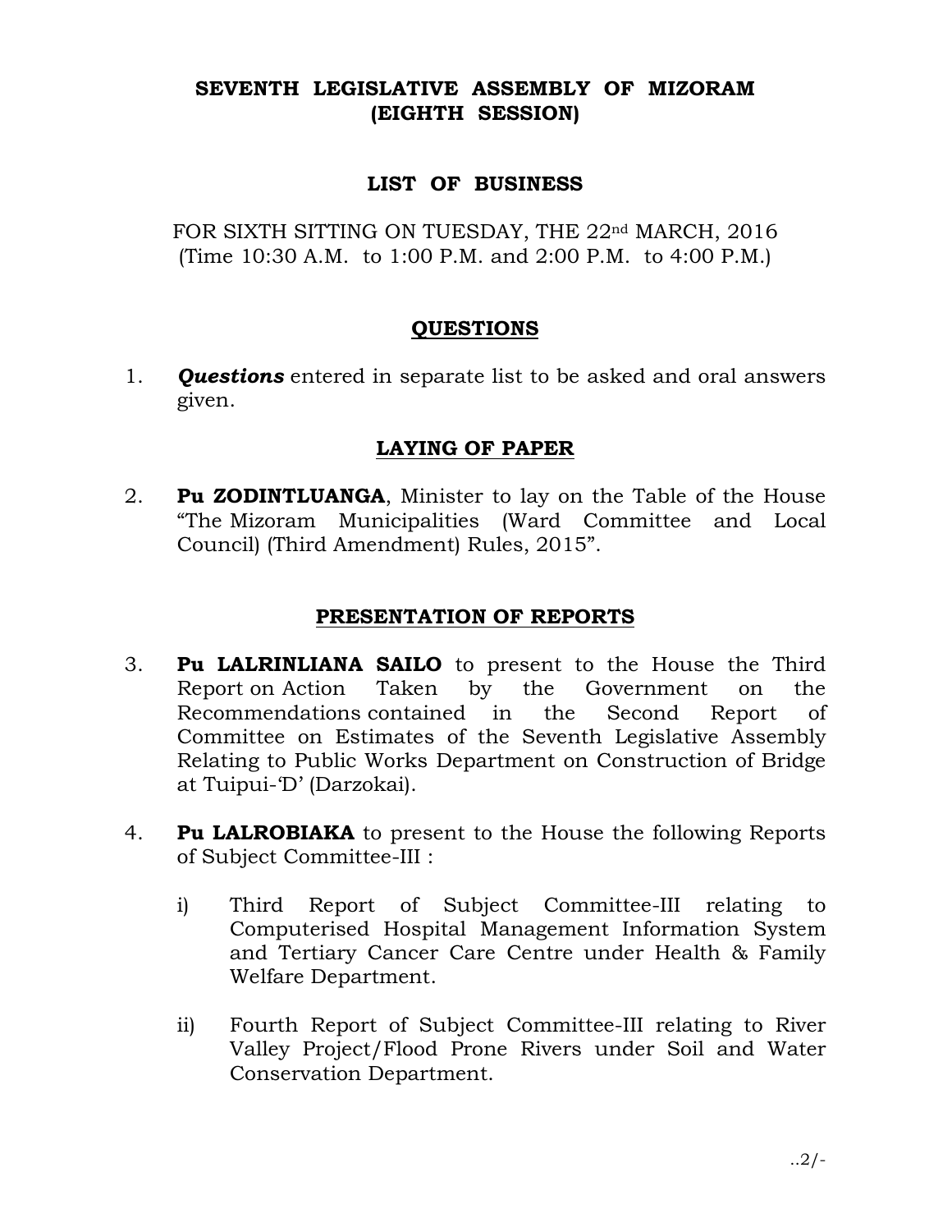# SEVENTH LEGISLATIVE ASSEMBLY OF MIZORAM
# (EIGHTH SESSION)

## LIST OF BUSINESS

FOR SIXTH SITTING ON TUESDAY, THE 22nd MARCH, 2016
(Time 10:30 A.M. to 1:00 P.M. and 2:00 P.M. to 4:00 P.M.)

### QUESTIONS

1. ***Questions*** entered in separate list to be asked and oral answers given.

### LAYING OF PAPER

2. **Pu ZODINTLUANGA**, Minister to lay on the Table of the House "The Mizoram Municipalities (Ward Committee and Local Council) (Third Amendment) Rules, 2015".

### PRESENTATION OF REPORTS

3. **Pu LALRINLIANA SAILO** to present to the House the Third Report on Action Taken by the Government on the Recommendations contained in the Second Report of Committee on Estimates of the Seventh Legislative Assembly Relating to Public Works Department on Construction of Bridge at Tuipui-'D' (Darzokai).

4. **Pu LALROBIAKA** to present to the House the following Reports of Subject Committee-III :

    i) Third Report of Subject Committee-III relating to Computerised Hospital Management Information System and Tertiary Cancer Care Centre under Health & Family Welfare Department.

    ii) Fourth Report of Subject Committee-III relating to River Valley Project/Flood Prone Rivers under Soil and Water Conservation Department.

..2/-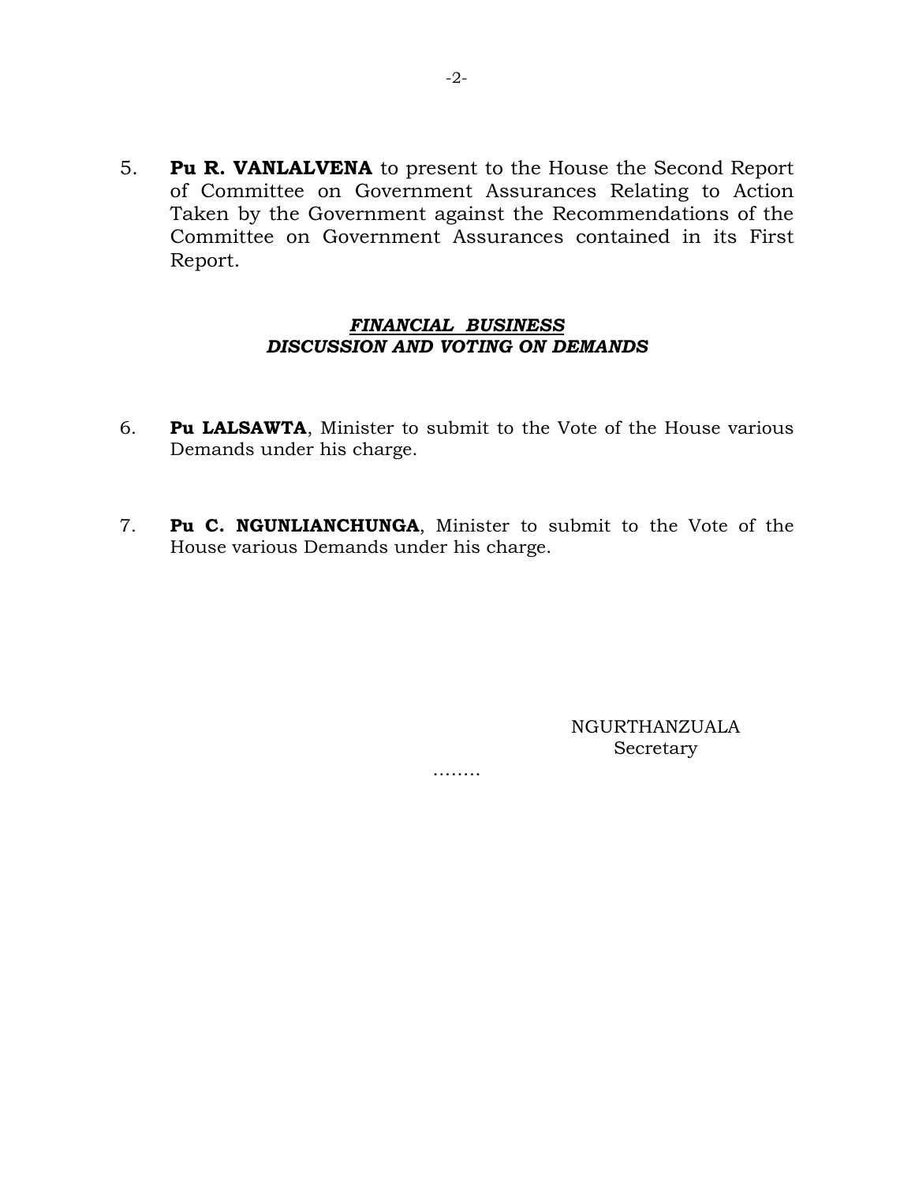5. **Pu R. VANLALVENA** to present to the House the Second Report of Committee on Government Assurances Relating to Action Taken by the Government against the Recommendations of the Committee on Government Assurances contained in its First Report.

***FINANCIAL BUSINESS***
***DISCUSSION AND VOTING ON DEMANDS***

6. **Pu LALSAWTA**, Minister to submit to the Vote of the House various Demands under his charge.

7. **Pu C. NGUNLIANCHUNGA**, Minister to submit to the Vote of the House various Demands under his charge.

NGURTHANZUALA
Secretary

……..